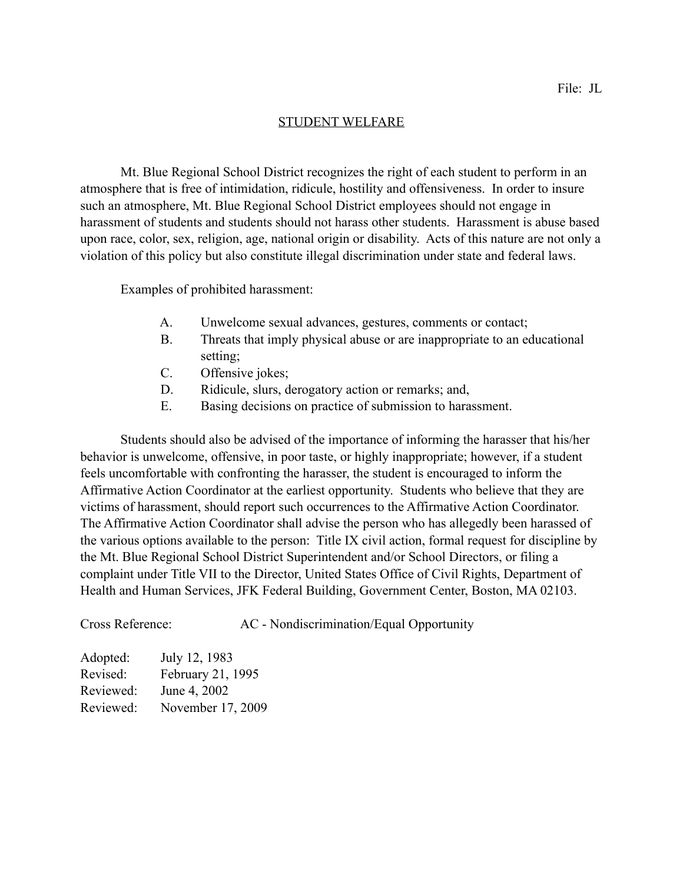File: JL

# STUDENT WELFARE

Mt. Blue Regional School District recognizes the right of each student to perform in an atmosphere that is free of intimidation, ridicule, hostility and offensiveness. In order to insure such an atmosphere, Mt. Blue Regional School District employees should not engage in harassment of students and students should not harass other students. Harassment is abuse based upon race, color, sex, religion, age, national origin or disability. Acts of this nature are not only a violation of this policy but also constitute illegal discrimination under state and federal laws.

Examples of prohibited harassment:

A. Unwelcome sexual advances, gestures, comments or contact;
B. Threats that imply physical abuse or are inappropriate to an educational setting;
C. Offensive jokes;
D. Ridicule, slurs, derogatory action or remarks; and,
E. Basing decisions on practice of submission to harassment.

Students should also be advised of the importance of informing the harasser that his/her behavior is unwelcome, offensive, in poor taste, or highly inappropriate; however, if a student feels uncomfortable with confronting the harasser, the student is encouraged to inform the Affirmative Action Coordinator at the earliest opportunity. Students who believe that they are victims of harassment, should report such occurrences to the Affirmative Action Coordinator. The Affirmative Action Coordinator shall advise the person who has allegedly been harassed of the various options available to the person: Title IX civil action, formal request for discipline by the Mt. Blue Regional School District Superintendent and/or School Directors, or filing a complaint under Title VII to the Director, United States Office of Civil Rights, Department of Health and Human Services, JFK Federal Building, Government Center, Boston, MA 02103.

Cross Reference: AC - Nondiscrimination/Equal Opportunity

Adopted: July 12, 1983
Revised: February 21, 1995
Reviewed: June 4, 2002
Reviewed: November 17, 2009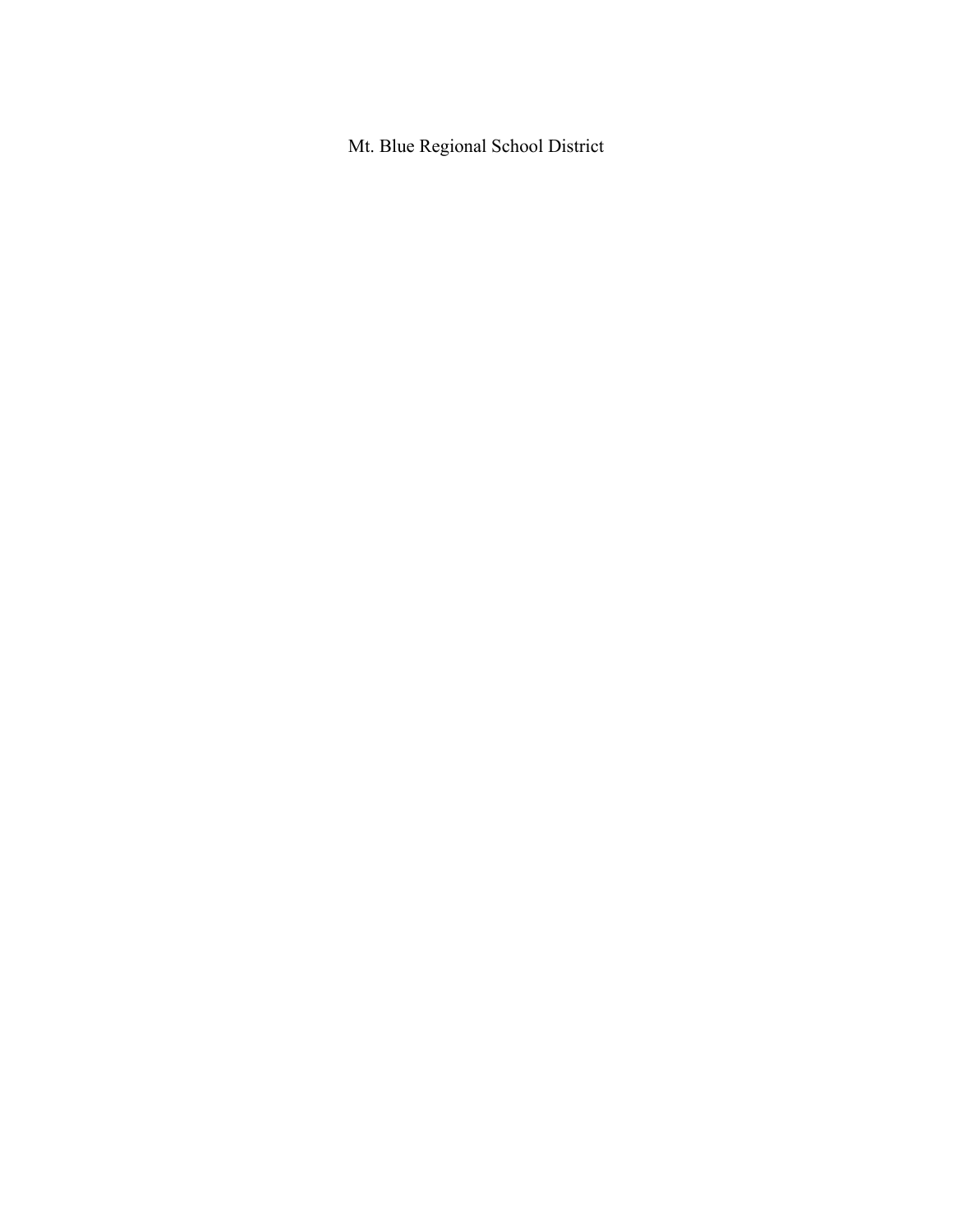Mt. Blue Regional School District